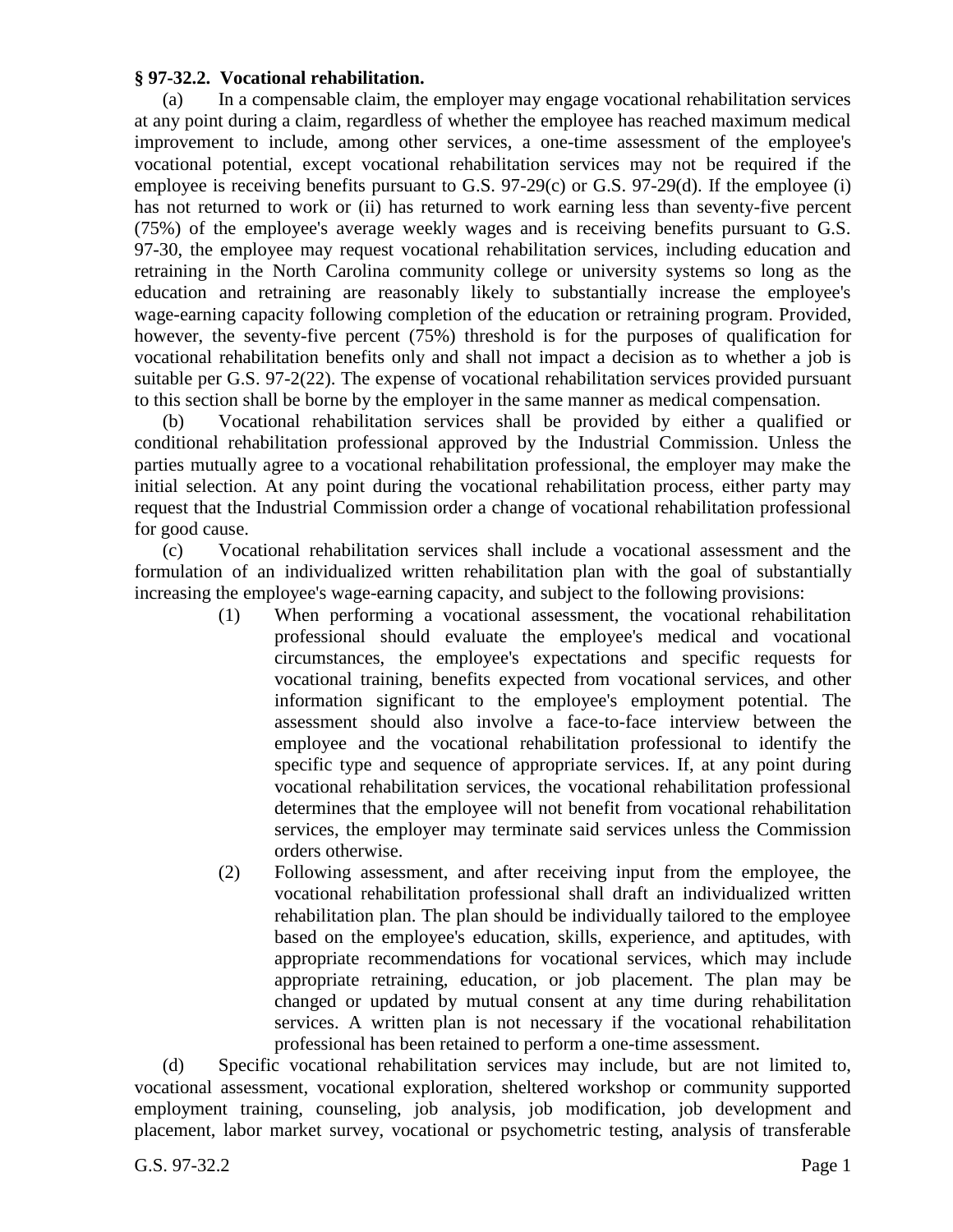**§ 97-32.2. Vocational rehabilitation.**

(a) In a compensable claim, the employer may engage vocational rehabilitation services at any point during a claim, regardless of whether the employee has reached maximum medical improvement to include, among other services, a one-time assessment of the employee's vocational potential, except vocational rehabilitation services may not be required if the employee is receiving benefits pursuant to G.S. 97-29(c) or G.S. 97-29(d). If the employee (i) has not returned to work or (ii) has returned to work earning less than seventy-five percent (75%) of the employee's average weekly wages and is receiving benefits pursuant to G.S. 97-30, the employee may request vocational rehabilitation services, including education and retraining in the North Carolina community college or university systems so long as the education and retraining are reasonably likely to substantially increase the employee's wage-earning capacity following completion of the education or retraining program. Provided, however, the seventy-five percent (75%) threshold is for the purposes of qualification for vocational rehabilitation benefits only and shall not impact a decision as to whether a job is suitable per G.S. 97-2(22). The expense of vocational rehabilitation services provided pursuant to this section shall be borne by the employer in the same manner as medical compensation.

(b) Vocational rehabilitation services shall be provided by either a qualified or conditional rehabilitation professional approved by the Industrial Commission. Unless the parties mutually agree to a vocational rehabilitation professional, the employer may make the initial selection. At any point during the vocational rehabilitation process, either party may request that the Industrial Commission order a change of vocational rehabilitation professional for good cause.

(c) Vocational rehabilitation services shall include a vocational assessment and the formulation of an individualized written rehabilitation plan with the goal of substantially increasing the employee's wage-earning capacity, and subject to the following provisions:

(1) When performing a vocational assessment, the vocational rehabilitation professional should evaluate the employee's medical and vocational circumstances, the employee's expectations and specific requests for vocational training, benefits expected from vocational services, and other information significant to the employee's employment potential. The assessment should also involve a face-to-face interview between the employee and the vocational rehabilitation professional to identify the specific type and sequence of appropriate services. If, at any point during vocational rehabilitation services, the vocational rehabilitation professional determines that the employee will not benefit from vocational rehabilitation services, the employer may terminate said services unless the Commission orders otherwise.

(2) Following assessment, and after receiving input from the employee, the vocational rehabilitation professional shall draft an individualized written rehabilitation plan. The plan should be individually tailored to the employee based on the employee's education, skills, experience, and aptitudes, with appropriate recommendations for vocational services, which may include appropriate retraining, education, or job placement. The plan may be changed or updated by mutual consent at any time during rehabilitation services. A written plan is not necessary if the vocational rehabilitation professional has been retained to perform a one-time assessment.

(d) Specific vocational rehabilitation services may include, but are not limited to, vocational assessment, vocational exploration, sheltered workshop or community supported employment training, counseling, job analysis, job modification, job development and placement, labor market survey, vocational or psychometric testing, analysis of transferable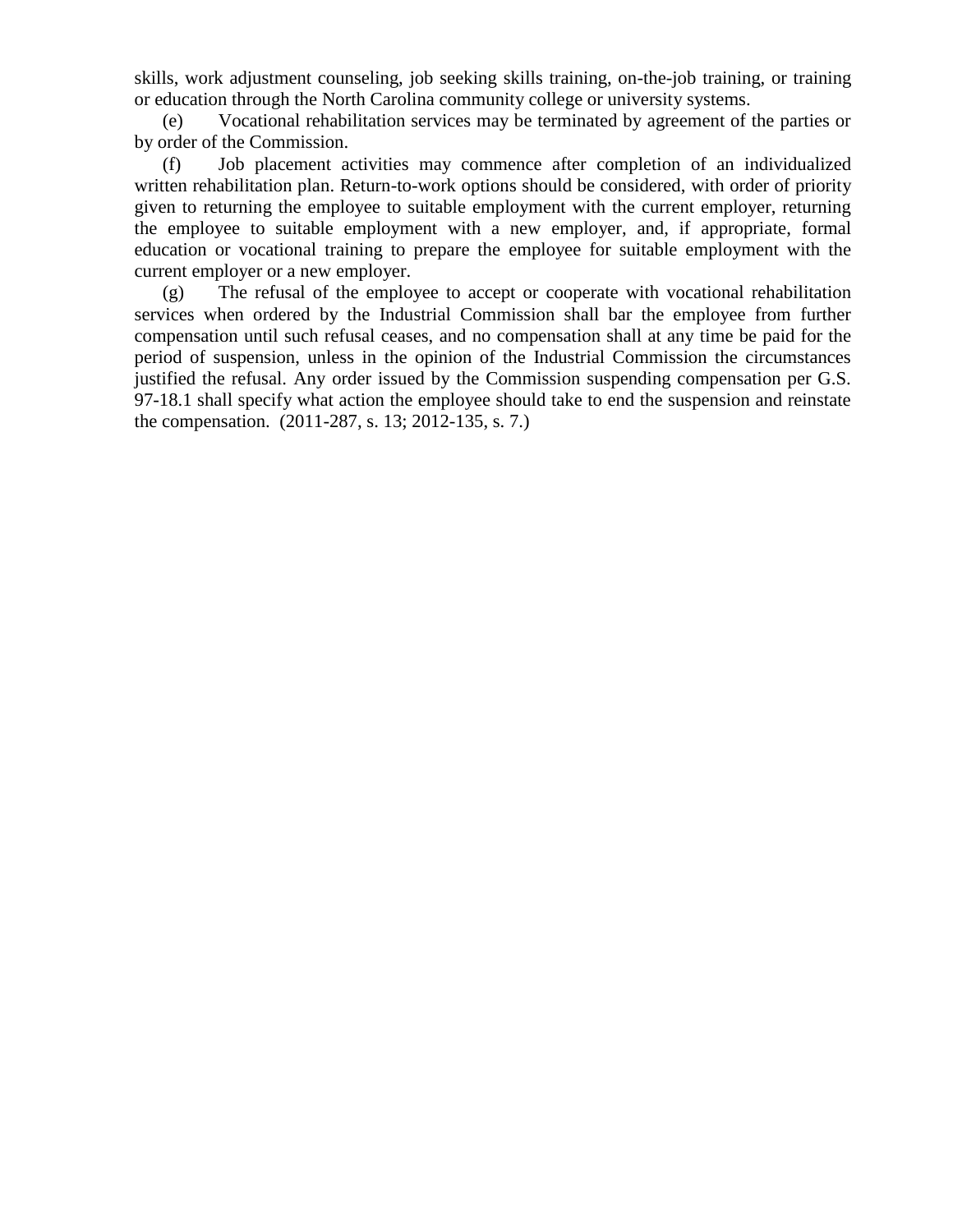skills, work adjustment counseling, job seeking skills training, on-the-job training, or training or education through the North Carolina community college or university systems.

(e) Vocational rehabilitation services may be terminated by agreement of the parties or by order of the Commission.

(f) Job placement activities may commence after completion of an individualized written rehabilitation plan. Return-to-work options should be considered, with order of priority given to returning the employee to suitable employment with the current employer, returning the employee to suitable employment with a new employer, and, if appropriate, formal education or vocational training to prepare the employee for suitable employment with the current employer or a new employer.

(g) The refusal of the employee to accept or cooperate with vocational rehabilitation services when ordered by the Industrial Commission shall bar the employee from further compensation until such refusal ceases, and no compensation shall at any time be paid for the period of suspension, unless in the opinion of the Industrial Commission the circumstances justified the refusal. Any order issued by the Commission suspending compensation per G.S. 97-18.1 shall specify what action the employee should take to end the suspension and reinstate the compensation. (2011-287, s. 13; 2012-135, s. 7.)